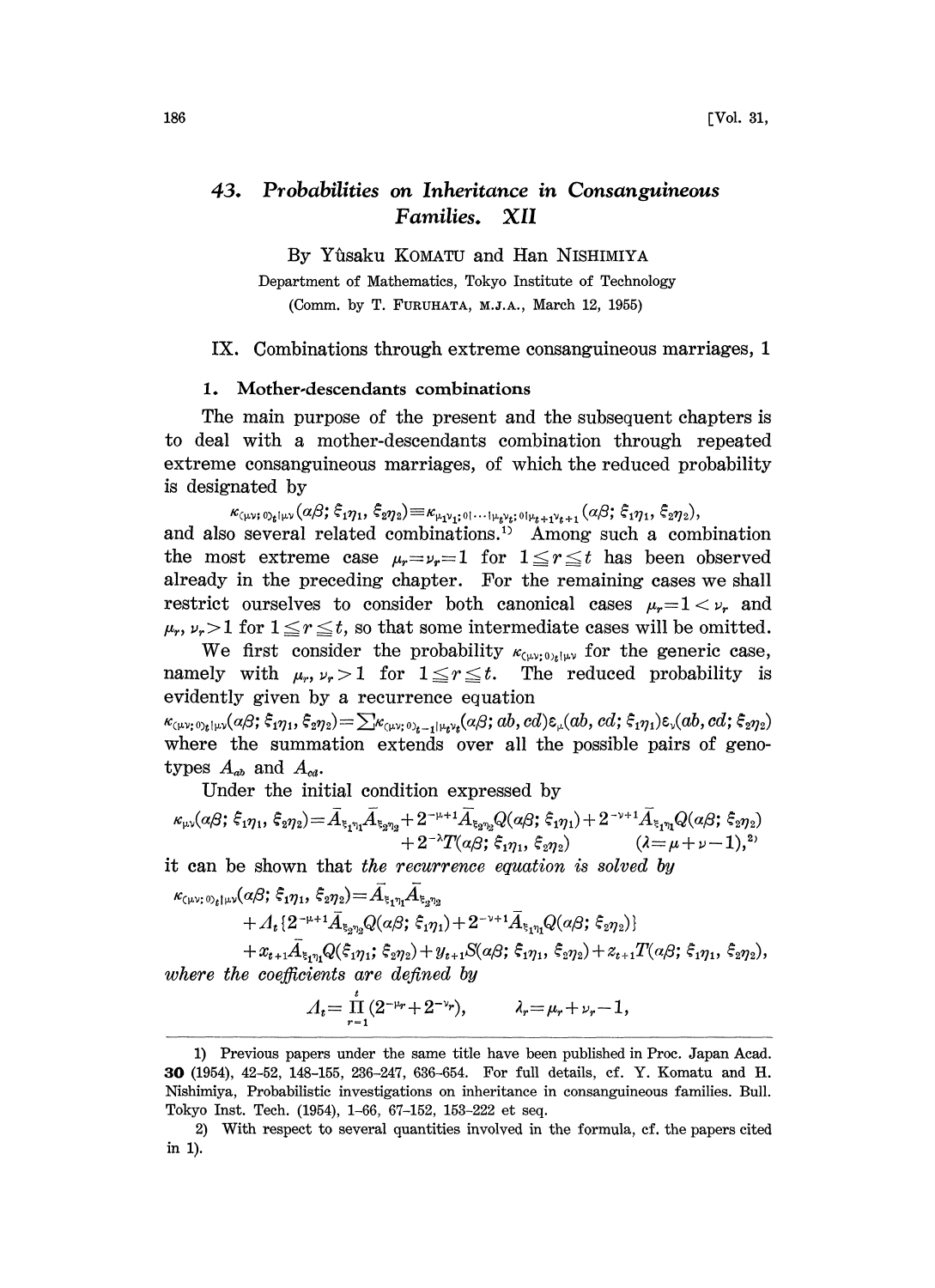# 43. Probabilities on Inheritance in Consanguineous Families. XII

By Yûsaku KOMATU and Han NISHIMIYA

Department of Mathematics, Tokyo Institute of Technology

(Comm. by T. FURUHATA, M.J.A., March 12, 1955)

## IX. Combinations through extreme consanguineous marriages, 1

### 1. Mother-descendants combinations

The main purpose of the present and the subsequent chapters is to deal with a mother-descendants combination through repeated extreme consanguineous marriages, of which the reduced probability is designated by

$$\kappa_{(\mu\nu;\,0)_t|\mu\nu}(\alpha\beta;\,\xi_1\eta_1,\,\xi_2\eta_2)\equiv\kappa_{\mu_1\nu_1;\,0|\cdots|\mu_t\nu_t;\,0|\mu_{t+1}\nu_{t+1}}(\alpha\beta;\,\xi_1\eta_1,\,\xi_2\eta_2),$$

and also several related combinations.[1] Among such a combination the most extreme case $\mu_r=\nu_r=1$ for $1\leqq r\leqq t$ has been observed already in the preceding chapter. For the remaining cases we shall restrict ourselves to consider both canonical cases $\mu_r=1<\nu_r$ and $\mu_r,\,\nu_r>1$ for $1\leqq r\leqq t$, so that some intermediate cases will be omitted.

We first consider the probability $\kappa_{(\mu\nu;\,0)_t|\mu\nu}$ for the generic case, namely with $\mu_r,\,\nu_r>1$ for $1\leqq r\leqq t$. The reduced probability is evidently given by a recurrence equation

$$\kappa_{(\mu\nu;\,0)_t|\mu\nu}(\alpha\beta;\,\xi_1\eta_1,\,\xi_2\eta_2)=\sum\kappa_{(\mu\nu;\,0)_{t-1}|\mu_t\nu_t}(\alpha\beta;\,ab,cd)\varepsilon_\mu(ab,cd;\,\xi_1\eta_1)\varepsilon_\nu(ab,cd;\,\xi_2\eta_2)$$

where the summation extends over all the possible pairs of genotypes $A_{ab}$ and $A_{cd}$.

Under the initial condition expressed by

$$\kappa_{\mu\nu}(\alpha\beta;\,\xi_1\eta_1,\,\xi_2\eta_2)=\bar{A}_{\xi_1\eta_1}\bar{A}_{\xi_2\eta_2}+2^{-\mu+1}\bar{A}_{\xi_2\eta_2}Q(\alpha\beta;\,\xi_1\eta_1)+2^{-\nu+1}\bar{A}_{\xi_1\eta_1}Q(\alpha\beta;\,\xi_2\eta_2)$$
$$+2^{-\lambda}T(\alpha\beta;\,\xi_1\eta_1,\,\xi_2\eta_2)\qquad(\lambda=\mu+\nu-1),\text{[2]}$$

it can be shown that *the recurrence equation is solved by*

$$\kappa_{(\mu\nu;\,0)_t|\mu\nu}(\alpha\beta;\,\xi_1\eta_1,\,\xi_2\eta_2)=\bar{A}_{\xi_1\eta_1}\bar{A}_{\xi_2\eta_2}$$
$$+\Lambda_t\{2^{-\mu+1}\bar{A}_{\xi_2\eta_2}Q(\alpha\beta;\,\xi_1\eta_1)+2^{-\nu+1}\bar{A}_{\xi_1\eta_1}Q(\alpha\beta;\,\xi_2\eta_2)\}$$
$$+x_{t+1}\bar{A}_{\xi_1\eta_1}Q(\xi_1\eta_1;\,\xi_2\eta_2)+y_{t+1}S(\alpha\beta;\,\xi_1\eta_1,\,\xi_2\eta_2)+z_{t+1}T(\alpha\beta;\,\xi_1\eta_1,\,\xi_2\eta_2),$$

*where the coefficients are defined by*

$$\Lambda_t=\prod_{r=1}^{t}(2^{-\mu_r}+2^{-\nu_r}),\qquad\lambda_r=\mu_r+\nu_r-1,$$

---

1) Previous papers under the same title have been published in Proc. Japan Acad. **30** (1954), 42-52, 148-155, 236-247, 636-654. For full details, cf. Y. Komatu and H. Nishimiya, Probabilistic investigations on inheritance in consanguineous families. Bull. Tokyo Inst. Tech. (1954), 1-66, 67-152, 153-222 et seq.

2) With respect to several quantities involved in the formula, cf. the papers cited in 1).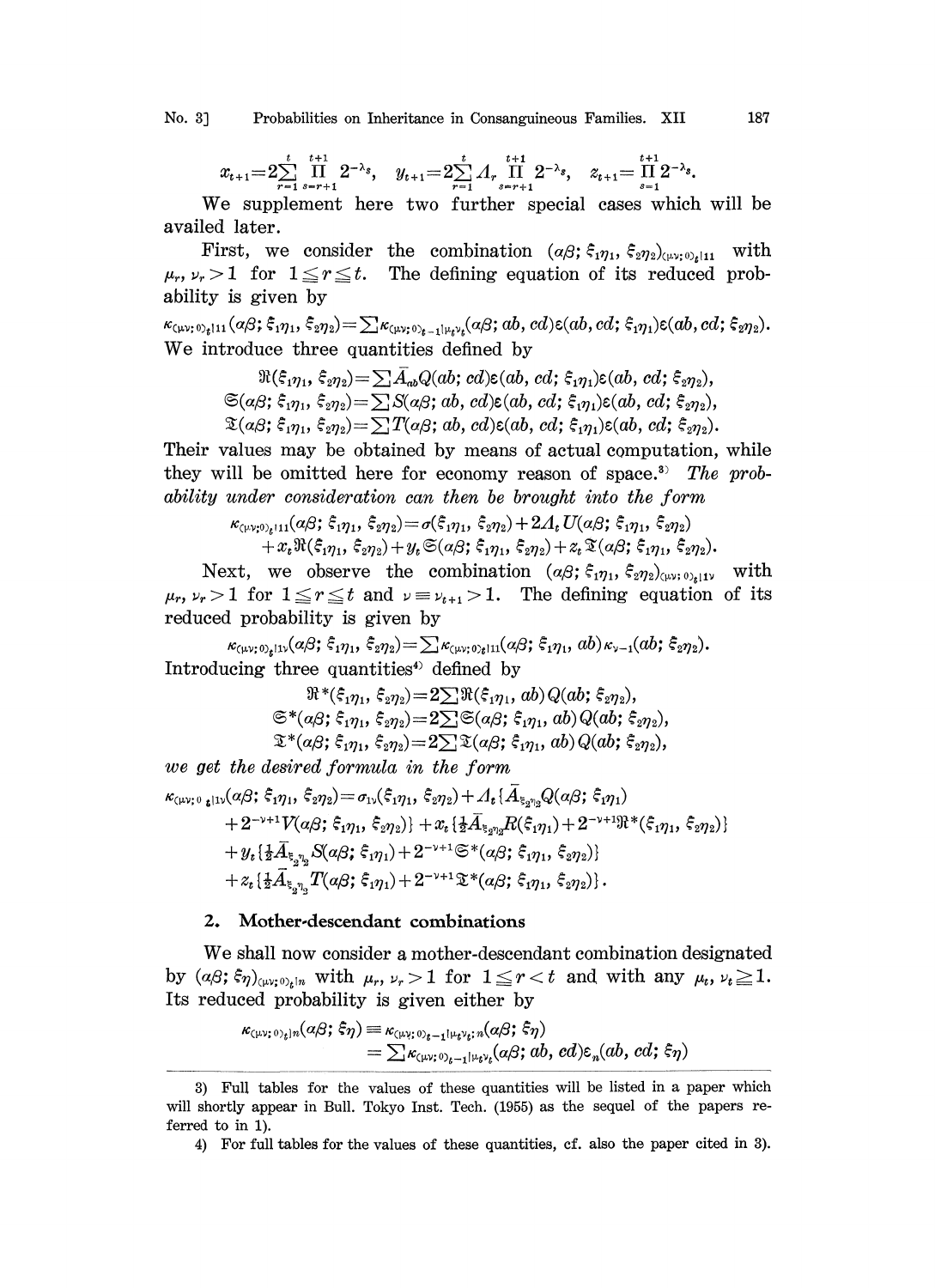$$x_{t+1}=2\sum_{r=1}^{t}\prod_{s=r+1}^{t+1}2^{-\lambda_s},\quad y_{t+1}=2\sum_{r=1}^{t}\Lambda_r\prod_{s=r+1}^{t+1}2^{-\lambda_s},\quad z_{t+1}=\prod_{s=1}^{t+1}2^{-\lambda_s}.$$

We supplement here two further special cases which will be availed later.

First, we consider the combination $(\alpha\beta;\, \xi_1\eta_1,\, \xi_2\eta_2)_{(\mu\nu;\,0)_t|11}$ with $\mu_r,\, \nu_r>1$ for $1\leqq r\leqq t$. The defining equation of its reduced probability is given by

$$\kappa_{(\mu\nu;\,0)_t|11}(\alpha\beta;\, \xi_1\eta_1,\, \xi_2\eta_2)=\sum\kappa_{(\mu\nu;\,0)_{t-1}|\mu_t\nu_t}(\alpha\beta;\, ab,\, cd)\varepsilon(ab,cd;\, \xi_1\eta_1)\varepsilon(ab,cd;\, \xi_2\eta_2).$$

We introduce three quantities defined by

$$\mathfrak{R}(\xi_1\eta_1,\, \xi_2\eta_2)=\sum\bar{A}_{ab}Q(ab;\, cd)\varepsilon(ab,\, cd;\, \xi_1\eta_1)\varepsilon(ab,\, cd;\, \xi_2\eta_2),$$
$$\mathfrak{S}(\alpha\beta;\, \xi_1\eta_1,\, \xi_2\eta_2)=\sum S(\alpha\beta;\, ab,\, cd)\varepsilon(ab,\, cd;\, \xi_1\eta_1)\varepsilon(ab,\, cd;\, \xi_2\eta_2),$$
$$\mathfrak{T}(\alpha\beta;\, \xi_1\eta_1,\, \xi_2\eta_2)=\sum T(\alpha\beta;\, ab,\, cd)\varepsilon(ab,\, cd;\, \xi_1\eta_1)\varepsilon(ab,\, cd;\, \xi_2\eta_2).$$

Their values may be obtained by means of actual computation, while they will be omitted here for economy reason of space.[3] *The probability under consideration can then be brought into the form*

$$\kappa_{(\mu\nu;\,0)_t|11}(\alpha\beta;\, \xi_1\eta_1,\, \xi_2\eta_2)=\sigma(\xi_1\eta_1,\, \xi_2\eta_2)+2\Lambda_t U(\alpha\beta;\, \xi_1\eta_1,\, \xi_2\eta_2)$$
$$+x_t\mathfrak{R}(\xi_1\eta_1,\, \xi_2\eta_2)+y_t\mathfrak{S}(\alpha\beta;\, \xi_1\eta_1,\, \xi_2\eta_2)+z_t\mathfrak{T}(\alpha\beta;\, \xi_1\eta_1,\, \xi_2\eta_2).$$

Next, we observe the combination $(\alpha\beta;\, \xi_1\eta_1,\, \xi_2\eta_2)_{(\mu\nu;\,0)_t|1\nu}$ with $\mu_r,\, \nu_r>1$ for $1\leqq r\leqq t$ and $\nu\equiv\nu_{t+1}>1$. The defining equation of its reduced probability is given by

$$\kappa_{(\mu\nu;\,0)_t|1\nu}(\alpha\beta;\, \xi_1\eta_1,\, \xi_2\eta_2)=\sum\kappa_{(\mu\nu;\,0)_t|11}(\alpha\beta;\, \xi_1\eta_1,\, ab)\kappa_{\nu-1}(ab;\, \xi_2\eta_2).$$

Introducing three quantities[4] defined by

$$\mathfrak{R}^*(\xi_1\eta_1,\, \xi_2\eta_2)=2\sum\mathfrak{R}(\xi_1\eta_1,\, ab)Q(ab;\, \xi_2\eta_2),$$
$$\mathfrak{S}^*(\alpha\beta;\, \xi_1\eta_1,\, \xi_2\eta_2)=2\sum\mathfrak{S}(\alpha\beta;\, \xi_1\eta_1,\, ab)Q(ab;\, \xi_2\eta_2),$$
$$\mathfrak{T}^*(\alpha\beta;\, \xi_1\eta_1,\, \xi_2\eta_2)=2\sum\mathfrak{T}(\alpha\beta;\, \xi_1\eta_1,\, ab)Q(ab;\, \xi_2\eta_2),$$

*we get the desired formula in the form*

$$\kappa_{(\mu\nu;\,0)_t|1\nu}(\alpha\beta;\, \xi_1\eta_1,\, \xi_2\eta_2)=\sigma_{1\nu}(\xi_1\eta_1,\, \xi_2\eta_2)+\Lambda_t\{\bar{A}_{\xi_2\eta_2}Q(\alpha\beta;\, \xi_1\eta_1)$$
$$+2^{-\nu+1}V(\alpha\beta;\, \xi_1\eta_1,\, \xi_2\eta_2)\}+x_t\{\tfrac{1}{2}\bar{A}_{\xi_2\eta_2}R(\xi_1\eta_1)+2^{-\nu+1}\mathfrak{R}^*(\xi_1\eta_1,\, \xi_2\eta_2)\}$$
$$+y_t\{\tfrac{1}{2}\bar{A}_{\xi_2\eta_2}S(\alpha\beta;\, \xi_1\eta_1)+2^{-\nu+1}\mathfrak{S}^*(\alpha\beta;\, \xi_1\eta_1,\, \xi_2\eta_2)\}$$
$$+z_t\{\tfrac{1}{2}\bar{A}_{\xi_2\eta_2}T(\alpha\beta;\, \xi_1\eta_1)+2^{-\nu+1}\mathfrak{T}^*(\alpha\beta;\, \xi_1\eta_1,\, \xi_2\eta_2)\}.$$

## 2. Mother-descendant combinations

We shall now consider a mother-descendant combination designated by $(\alpha\beta;\, \xi\eta)_{(\mu\nu;\,0)_t|n}$ with $\mu_r,\, \nu_r>1$ for $1\leqq r<t$ and with any $\mu_t,\, \nu_t\geqq 1$. Its reduced probability is given either by

$$\kappa_{(\mu\nu;\,0)_t|n}(\alpha\beta;\, \xi\eta)\equiv\kappa_{(\mu\nu;\,0)_{t-1}|\mu_t\nu_t;\,n}(\alpha\beta;\, \xi\eta)$$
$$=\sum\kappa_{(\mu\nu;\,0)_{t-1}|\mu_t\nu_t}(\alpha\beta;\, ab,\, cd)\varepsilon_n(ab,\, cd;\, \xi\eta)$$

---

3) Full tables for the values of these quantities will be listed in a paper which will shortly appear in Bull. Tokyo Inst. Tech. (1955) as the sequel of the papers referred to in 1).

4) For full tables for the values of these quantities, cf. also the paper cited in 3).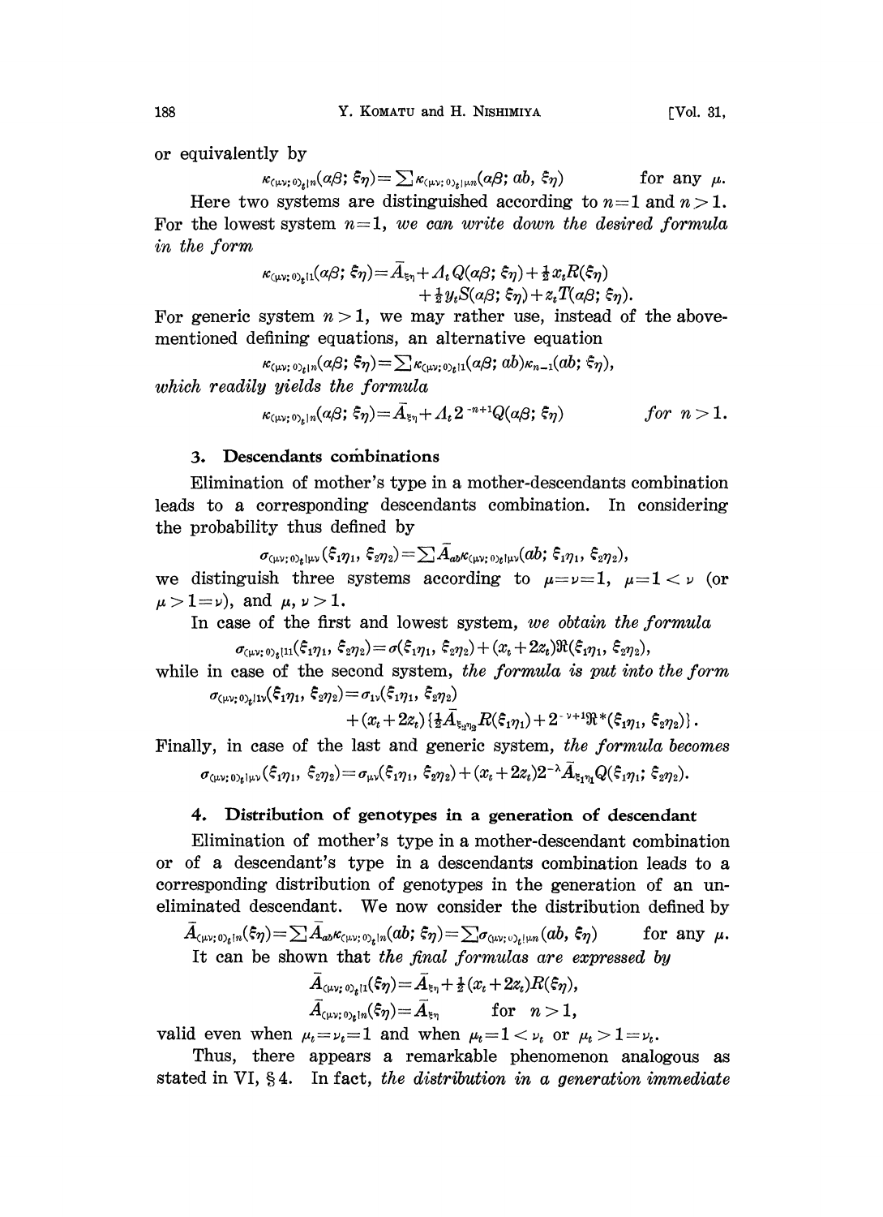or equivalently by

$$\kappa_{(\mu\nu;0)_t|n}(\alpha\beta;\xi\eta)=\sum\kappa_{(\mu\nu;0)_t|\mu n}(\alpha\beta;ab,\xi\eta)\qquad\text{for any }\mu.$$

Here two systems are distinguished according to $n=1$ and $n>1$. For the lowest system $n=1$, *we can write down the desired formula in the form*

$$\kappa_{(\mu\nu;0)_t|1}(\alpha\beta;\xi\eta)=\bar{A}_{\xi\eta}+\varLambda_t Q(\alpha\beta;\xi\eta)+\tfrac{1}{2}x_t R(\xi\eta)+\tfrac{1}{2}y_t S(\alpha\beta;\xi\eta)+z_t T(\alpha\beta;\xi\eta).$$

For generic system $n>1$, we may rather use, instead of the above-mentioned defining equations, an alternative equation

$$\kappa_{(\mu\nu;0)_t|n}(\alpha\beta;\xi\eta)=\sum\kappa_{(\mu\nu;0)_t|1}(\alpha\beta;ab)\kappa_{n-1}(ab;\xi\eta),$$

*which readily yields the formula*

$$\kappa_{(\mu\nu;0)_t|n}(\alpha\beta;\xi\eta)=\bar{A}_{\xi\eta}+\varLambda_t 2^{-n+1}Q(\alpha\beta;\xi\eta)\qquad\textit{for } n>1.$$

## 3. Descendants combinations

Elimination of mother's type in a mother-descendants combination leads to a corresponding descendants combination. In considering the probability thus defined by

$$\sigma_{(\mu\nu;0)_t|\mu\nu}(\xi_1\eta_1,\xi_2\eta_2)=\sum\bar{A}_{ab}\kappa_{(\mu\nu;0)_t|\mu\nu}(ab;\xi_1\eta_1,\xi_2\eta_2),$$

we distinguish three systems according to $\mu=\nu=1$, $\mu=1<\nu$ (or $\mu>1=\nu$), and $\mu,\nu>1$.

In case of the first and lowest system, *we obtain the formula*

$$\sigma_{(\mu\nu;0)_t|11}(\xi_1\eta_1,\xi_2\eta_2)=\sigma(\xi_1\eta_1,\xi_2\eta_2)+(x_t+2z_t)\Re(\xi_1\eta_1,\xi_2\eta_2),$$

while in case of the second system, *the formula is put into the form*

$$\sigma_{(\mu\nu;0)_t|1\nu}(\xi_1\eta_1,\xi_2\eta_2)=\sigma_{1\nu}(\xi_1\eta_1,\xi_2\eta_2)+(x_t+2z_t)\{\tfrac{1}{2}\bar{A}_{\xi_2\eta_2}R(\xi_1\eta_1)+2^{-\nu+1}\Re^*(\xi_1\eta_1,\xi_2\eta_2)\}.$$

Finally, in case of the last and generic system, *the formula becomes*

$$\sigma_{(\mu\nu;0)_t|\mu\nu}(\xi_1\eta_1,\xi_2\eta_2)=\sigma_{\mu\nu}(\xi_1\eta_1,\xi_2\eta_2)+(x_t+2z_t)2^{-\lambda}\bar{A}_{\xi_1\eta_1}Q(\xi_1\eta_1;\xi_2\eta_2).$$

## 4. Distribution of genotypes in a generation of descendant

Elimination of mother's type in a mother-descendant combination or of a descendant's type in a descendants combination leads to a corresponding distribution of genotypes in the generation of an uneliminated descendant. We now consider the distribution defined by

$$\bar{A}_{(\mu\nu;0)_t|n}(\xi\eta)=\sum\bar{A}_{ab}\kappa_{(\mu\nu;0)_t|n}(ab;\xi\eta)=\sum\sigma_{(\mu\nu;0)_t|\mu n}(ab,\xi\eta)\qquad\text{for any }\mu.$$

It can be shown that *the final formulas are expressed by*

$$\bar{A}_{(\mu\nu;0)_t|1}(\xi\eta)=\bar{A}_{\xi\eta}+\tfrac{1}{2}(x_t+2z_t)R(\xi\eta),$$

$$\bar{A}_{(\mu\nu;0)_t|n}(\xi\eta)=\bar{A}_{\xi\eta}\qquad\text{for } n>1,$$

valid even when $\mu_t=\nu_t=1$ and when $\mu_t=1<\nu_t$ or $\mu_t>1=\nu_t$.

Thus, there appears a remarkable phenomenon analogous as stated in VI, §4. In fact, *the distribution in a generation immediate*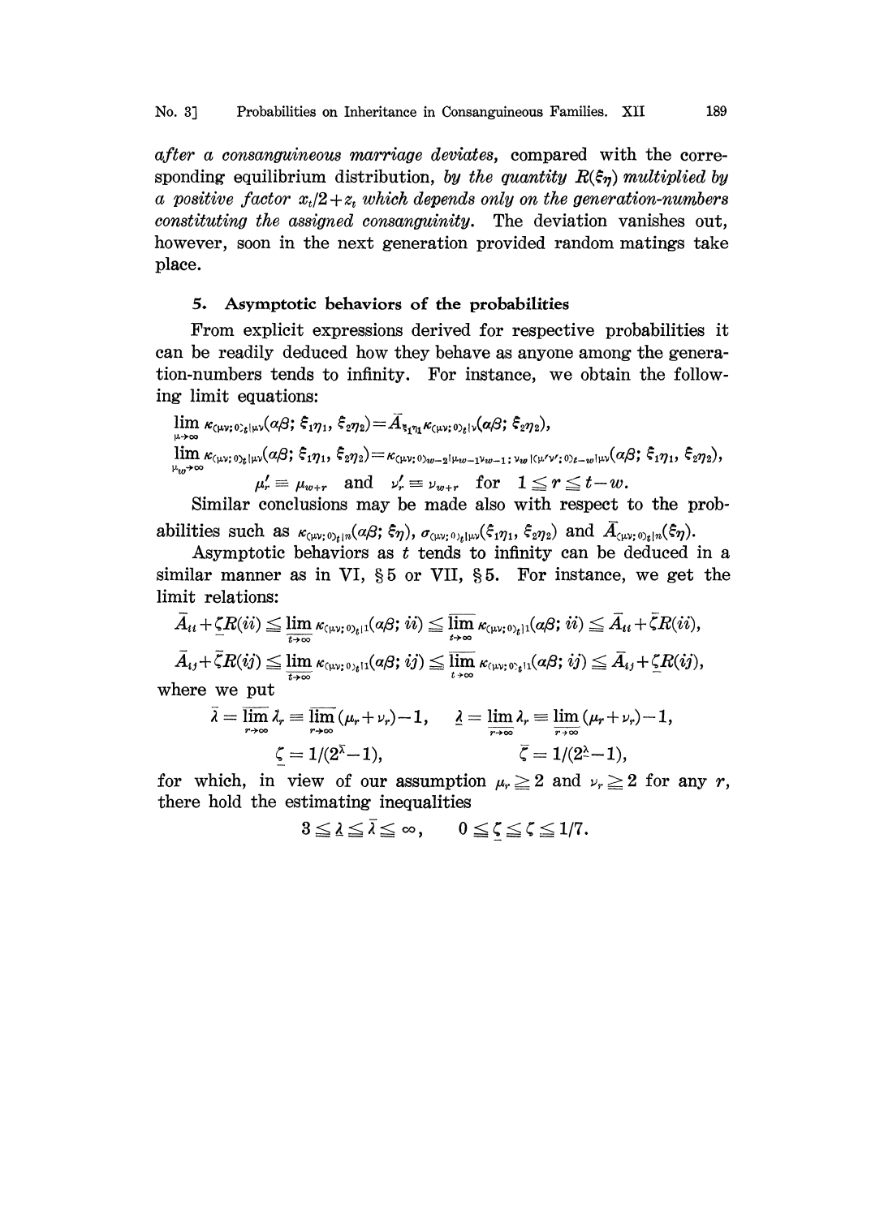*after a consanguineous marriage deviates,* compared with the corresponding equilibrium distribution, *by the quantity $R(\xi\eta)$ multiplied by a positive factor $x_t/2+z_t$ which depends only on the generation-numbers constituting the assigned consanguinity.* The deviation vanishes out, however, soon in the next generation provided random matings take place.

### 5. Asymptotic behaviors of the probabilities

From explicit expressions derived for respective probabilities it can be readily deduced how they behave as anyone among the generation-numbers tends to infinity. For instance, we obtain the following limit equations:

$$\lim_{\mu\to\infty} \kappa_{(\mu\nu;0)_t|\mu\nu}(\alpha\beta;\ \xi_1\eta_1,\ \xi_2\eta_2) = \bar{A}_{\xi_1\eta_1}\kappa_{(\mu\nu;0)_t|\nu}(\alpha\beta;\ \xi_2\eta_2),$$

$$\lim_{\mu_w\to\infty} \kappa_{(\mu\nu;0)_t|\mu\nu}(\alpha\beta;\ \xi_1\eta_1,\ \xi_2\eta_2) = \kappa_{(\mu\nu;0)_{w-2}|\mu_{w-1}\nu_{w-1};\,\nu_w|(\mu'\nu';0)_{t-w}|\mu\nu}(\alpha\beta;\ \xi_1\eta_1,\ \xi_2\eta_2),$$

$$\mu'_r \equiv \mu_{w+r} \quad \text{and} \quad \nu'_r \equiv \nu_{w+r} \quad \text{for} \quad 1 \leqq r \leqq t-w.$$

Similar conclusions may be made also with respect to the probabilities such as $\kappa_{(\mu\nu;0)_t|n}(\alpha\beta;\ \xi\eta)$, $\sigma_{(\mu\nu;0)_t|\mu\nu}(\xi_1\eta_1,\ \xi_2\eta_2)$ and $\bar{A}_{(\mu\nu;0)_t|n}(\xi\eta)$.

Asymptotic behaviors as $t$ tends to infinity can be deduced in a similar manner as in VI, § 5 or VII, § 5. For instance, we get the limit relations:

$$\bar{A}_{ii} + \underline{\zeta} R(ii) \leqq \varliminf_{t\to\infty} \kappa_{(\mu\nu;0)_t|1}(\alpha\beta;\ ii) \leqq \varlimsup_{t\to\infty} \kappa_{(\mu\nu;0)_t|1}(\alpha\beta;\ ii) \leqq \bar{A}_{ii} + \bar{\zeta} R(ii),$$

$$\bar{A}_{ij} + \bar{\zeta} R(ij) \leqq \varliminf_{t\to\infty} \kappa_{(\mu\nu;0)_t|1}(\alpha\beta;\ ij) \leqq \varlimsup_{t\to\infty} \kappa_{(\mu\nu;0)_t|1}(\alpha\beta;\ ij) \leqq \bar{A}_{ij} + \underline{\zeta} R(ij),$$

where we put

$$\bar{\lambda} = \varlimsup_{r\to\infty} \lambda_r \equiv \varlimsup_{r\to\infty} (\mu_r + \nu_r) - 1, \qquad \underline{\lambda} = \varliminf_{r\to\infty} \lambda_r \equiv \varliminf_{r\to\infty} (\mu_r + \nu_r) - 1,$$

$$\underline{\zeta} = 1/(2^{\bar{\lambda}} - 1), \qquad \bar{\zeta} = 1/(2^{\underline{\lambda}} - 1),$$

for which, in view of our assumption $\mu_r \geqq 2$ and $\nu_r \geqq 2$ for any $r$, there hold the estimating inequalities

$$3 \leqq \underline{\lambda} \leqq \bar{\lambda} \leqq \infty, \qquad 0 \leqq \underline{\zeta} \leqq \zeta \leqq 1/7.$$